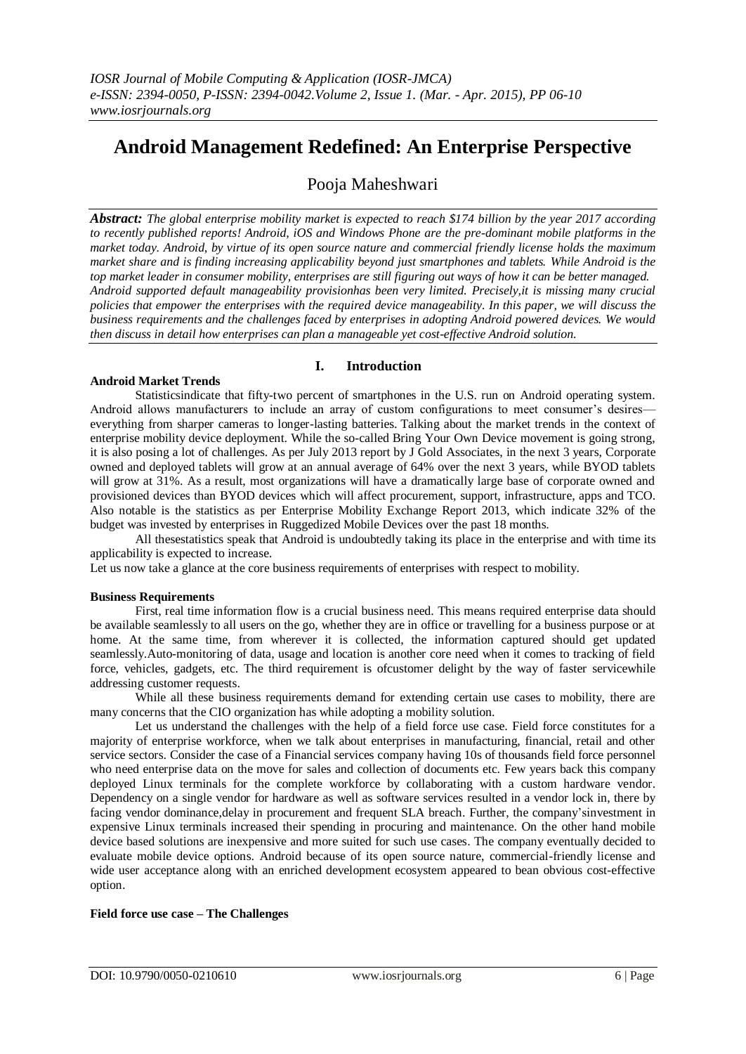# Android Management Redefined: An Enterprise Perspective

Pooja Maheshwari

***Abstract:*** *The global enterprise mobility market is expected to reach $174 billion by the year 2017 according to recently published reports! Android, iOS and Windows Phone are the pre-dominant mobile platforms in the market today. Android, by virtue of its open source nature and commercial friendly license holds the maximum market share and is finding increasing applicability beyond just smartphones and tablets. While Android is the top market leader in consumer mobility, enterprises are still figuring out ways of how it can be better managed. Android supported default manageability provisionhas been very limited. Precisely,it is missing many crucial policies that empower the enterprises with the required device manageability. In this paper, we will discuss the business requirements and the challenges faced by enterprises in adopting Android powered devices. We would then discuss in detail how enterprises can plan a manageable yet cost-effective Android solution.*

## I. Introduction

### Android Market Trends

Statisticsindicate that fifty-two percent of smartphones in the U.S. run on Android operating system. Android allows manufacturers to include an array of custom configurations to meet consumer's desires—everything from sharper cameras to longer-lasting batteries. Talking about the market trends in the context of enterprise mobility device deployment. While the so-called Bring Your Own Device movement is going strong, it is also posing a lot of challenges. As per July 2013 report by J Gold Associates, in the next 3 years, Corporate owned and deployed tablets will grow at an annual average of 64% over the next 3 years, while BYOD tablets will grow at 31%. As a result, most organizations will have a dramatically large base of corporate owned and provisioned devices than BYOD devices which will affect procurement, support, infrastructure, apps and TCO. Also notable is the statistics as per Enterprise Mobility Exchange Report 2013, which indicate 32% of the budget was invested by enterprises in Ruggedized Mobile Devices over the past 18 months.

All thesestatistics speak that Android is undoubtedly taking its place in the enterprise and with time its applicability is expected to increase.

Let us now take a glance at the core business requirements of enterprises with respect to mobility.

### Business Requirements

First, real time information flow is a crucial business need. This means required enterprise data should be available seamlessly to all users on the go, whether they are in office or travelling for a business purpose or at home. At the same time, from wherever it is collected, the information captured should get updated seamlessly.Auto-monitoring of data, usage and location is another core need when it comes to tracking of field force, vehicles, gadgets, etc. The third requirement is ofcustomer delight by the way of faster servicewhile addressing customer requests.

While all these business requirements demand for extending certain use cases to mobility, there are many concerns that the CIO organization has while adopting a mobility solution.

Let us understand the challenges with the help of a field force use case. Field force constitutes for a majority of enterprise workforce, when we talk about enterprises in manufacturing, financial, retail and other service sectors. Consider the case of a Financial services company having 10s of thousands field force personnel who need enterprise data on the move for sales and collection of documents etc. Few years back this company deployed Linux terminals for the complete workforce by collaborating with a custom hardware vendor. Dependency on a single vendor for hardware as well as software services resulted in a vendor lock in, there by facing vendor dominance,delay in procurement and frequent SLA breach. Further, the company'sinvestment in expensive Linux terminals increased their spending in procuring and maintenance. On the other hand mobile device based solutions are inexpensive and more suited for such use cases. The company eventually decided to evaluate mobile device options. Android because of its open source nature, commercial-friendly license and wide user acceptance along with an enriched development ecosystem appeared to bean obvious cost-effective option.

### Field force use case – The Challenges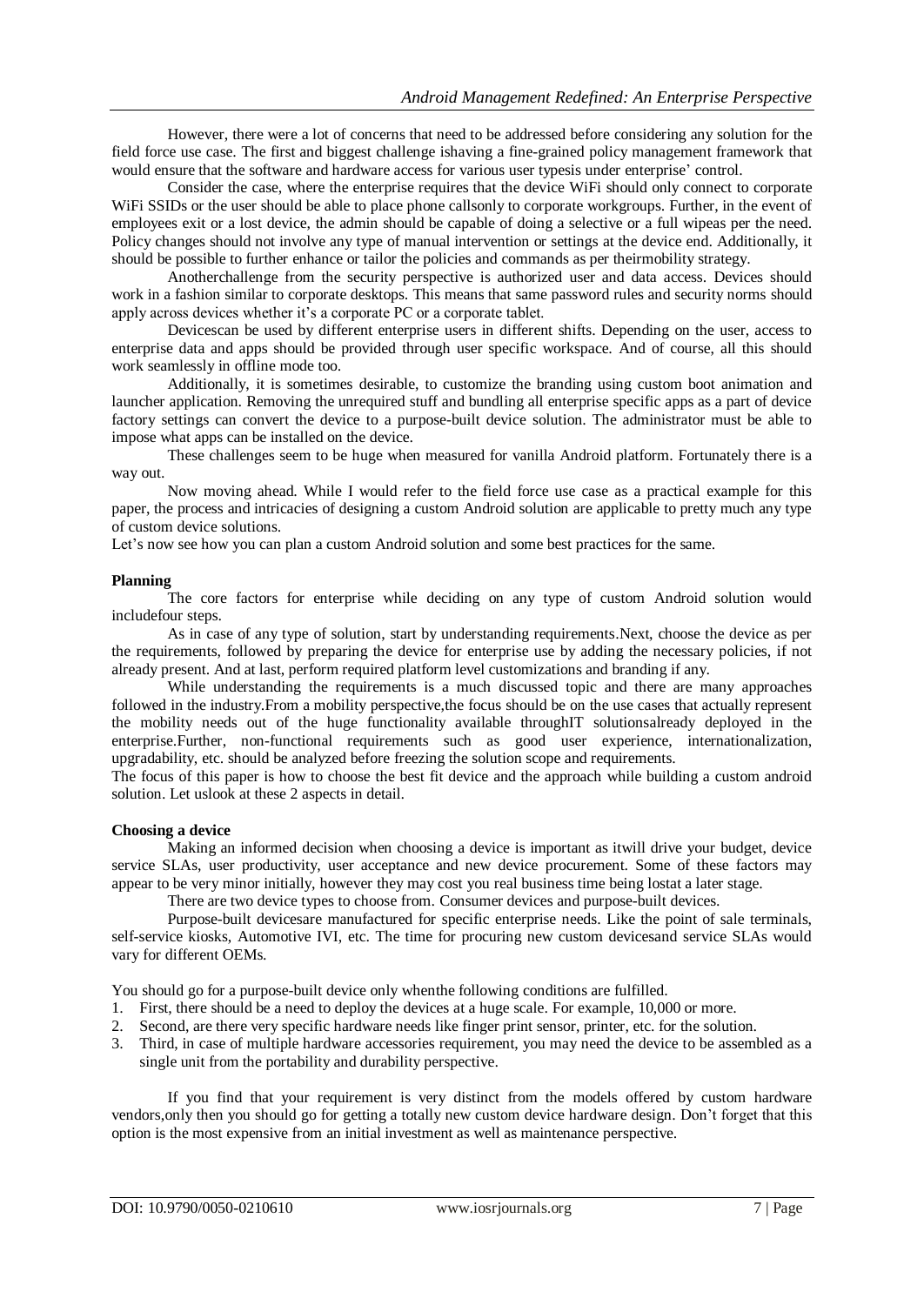However, there were a lot of concerns that need to be addressed before considering any solution for the field force use case. The first and biggest challenge ishaving a fine-grained policy management framework that would ensure that the software and hardware access for various user typesis under enterprise' control.

Consider the case, where the enterprise requires that the device WiFi should only connect to corporate WiFi SSIDs or the user should be able to place phone callsonly to corporate workgroups. Further, in the event of employees exit or a lost device, the admin should be capable of doing a selective or a full wipeas per the need. Policy changes should not involve any type of manual intervention or settings at the device end. Additionally, it should be possible to further enhance or tailor the policies and commands as per theirmobility strategy.

Anotherchallenge from the security perspective is authorized user and data access. Devices should work in a fashion similar to corporate desktops. This means that same password rules and security norms should apply across devices whether it's a corporate PC or a corporate tablet.

Devicescan be used by different enterprise users in different shifts. Depending on the user, access to enterprise data and apps should be provided through user specific workspace. And of course, all this should work seamlessly in offline mode too.

Additionally, it is sometimes desirable, to customize the branding using custom boot animation and launcher application. Removing the unrequired stuff and bundling all enterprise specific apps as a part of device factory settings can convert the device to a purpose-built device solution. The administrator must be able to impose what apps can be installed on the device.

These challenges seem to be huge when measured for vanilla Android platform. Fortunately there is a way out.

Now moving ahead. While I would refer to the field force use case as a practical example for this paper, the process and intricacies of designing a custom Android solution are applicable to pretty much any type of custom device solutions.

Let's now see how you can plan a custom Android solution and some best practices for the same.

**Planning**

The core factors for enterprise while deciding on any type of custom Android solution would includefour steps.

As in case of any type of solution, start by understanding requirements.Next, choose the device as per the requirements, followed by preparing the device for enterprise use by adding the necessary policies, if not already present. And at last, perform required platform level customizations and branding if any.

While understanding the requirements is a much discussed topic and there are many approaches followed in the industry.From a mobility perspective,the focus should be on the use cases that actually represent the mobility needs out of the huge functionality available throughIT solutionsalready deployed in the enterprise.Further, non-functional requirements such as good user experience, internationalization, upgradability, etc. should be analyzed before freezing the solution scope and requirements.

The focus of this paper is how to choose the best fit device and the approach while building a custom android solution. Let uslook at these 2 aspects in detail.

**Choosing a device**

Making an informed decision when choosing a device is important as itwill drive your budget, device service SLAs, user productivity, user acceptance and new device procurement. Some of these factors may appear to be very minor initially, however they may cost you real business time being lostat a later stage.

There are two device types to choose from. Consumer devices and purpose-built devices.

Purpose-built devicesare manufactured for specific enterprise needs. Like the point of sale terminals, self-service kiosks, Automotive IVI, etc. The time for procuring new custom devicesand service SLAs would vary for different OEMs.

You should go for a purpose-built device only whenthe following conditions are fulfilled.

1. First, there should be a need to deploy the devices at a huge scale. For example, 10,000 or more.
2. Second, are there very specific hardware needs like finger print sensor, printer, etc. for the solution.
3. Third, in case of multiple hardware accessories requirement, you may need the device to be assembled as a single unit from the portability and durability perspective.

If you find that your requirement is very distinct from the models offered by custom hardware vendors,only then you should go for getting a totally new custom device hardware design. Don't forget that this option is the most expensive from an initial investment as well as maintenance perspective.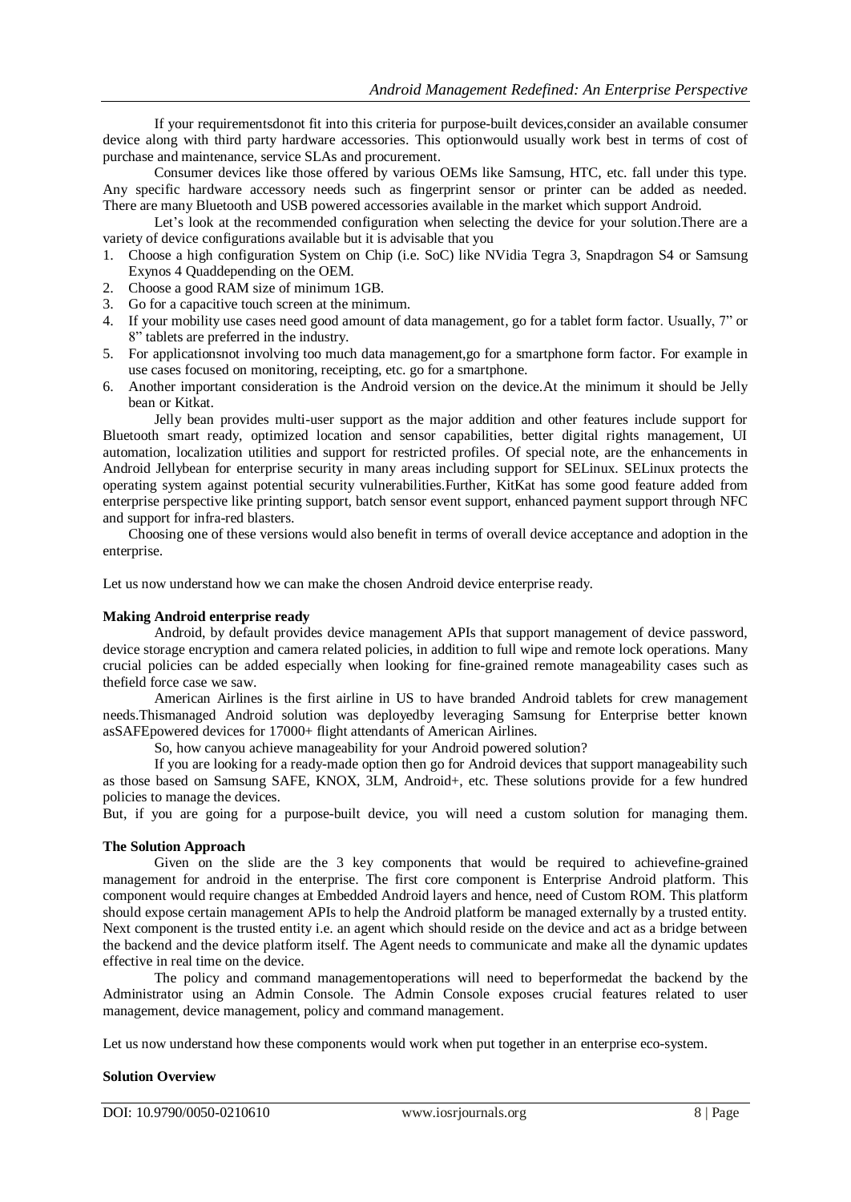If your requirementsdonot fit into this criteria for purpose-built devices,consider an available consumer device along with third party hardware accessories. This optionwould usually work best in terms of cost of purchase and maintenance, service SLAs and procurement.

Consumer devices like those offered by various OEMs like Samsung, HTC, etc. fall under this type. Any specific hardware accessory needs such as fingerprint sensor or printer can be added as needed. There are many Bluetooth and USB powered accessories available in the market which support Android.

Let's look at the recommended configuration when selecting the device for your solution.There are a variety of device configurations available but it is advisable that you

1. Choose a high configuration System on Chip (i.e. SoC) like NVidia Tegra 3, Snapdragon S4 or Samsung Exynos 4 Quaddepending on the OEM.
2. Choose a good RAM size of minimum 1GB.
3. Go for a capacitive touch screen at the minimum.
4. If your mobility use cases need good amount of data management, go for a tablet form factor. Usually, 7" or 8" tablets are preferred in the industry.
5. For applicationsnot involving too much data management,go for a smartphone form factor. For example in use cases focused on monitoring, receipting, etc. go for a smartphone.
6. Another important consideration is the Android version on the device.At the minimum it should be Jelly bean or Kitkat.

Jelly bean provides multi-user support as the major addition and other features include support for Bluetooth smart ready, optimized location and sensor capabilities, better digital rights management, UI automation, localization utilities and support for restricted profiles. Of special note, are the enhancements in Android Jellybean for enterprise security in many areas including support for SELinux. SELinux protects the operating system against potential security vulnerabilities.Further, KitKat has some good feature added from enterprise perspective like printing support, batch sensor event support, enhanced payment support through NFC and support for infra-red blasters.

Choosing one of these versions would also benefit in terms of overall device acceptance and adoption in the enterprise.

Let us now understand how we can make the chosen Android device enterprise ready.

**Making Android enterprise ready**

Android, by default provides device management APIs that support management of device password, device storage encryption and camera related policies, in addition to full wipe and remote lock operations. Many crucial policies can be added especially when looking for fine-grained remote manageability cases such as thefield force case we saw.

American Airlines is the first airline in US to have branded Android tablets for crew management needs.Thismanaged Android solution was deployedby leveraging Samsung for Enterprise better known asSAFEpowered devices for 17000+ flight attendants of American Airlines.

So, how canyou achieve manageability for your Android powered solution?

If you are looking for a ready-made option then go for Android devices that support manageability such as those based on Samsung SAFE, KNOX, 3LM, Android+, etc. These solutions provide for a few hundred policies to manage the devices.

But, if you are going for a purpose-built device, you will need a custom solution for managing them.

**The Solution Approach**

Given on the slide are the 3 key components that would be required to achievefine-grained management for android in the enterprise. The first core component is Enterprise Android platform. This component would require changes at Embedded Android layers and hence, need of Custom ROM. This platform should expose certain management APIs to help the Android platform be managed externally by a trusted entity. Next component is the trusted entity i.e. an agent which should reside on the device and act as a bridge between the backend and the device platform itself. The Agent needs to communicate and make all the dynamic updates effective in real time on the device.

The policy and command managementoperations will need to beperformedat the backend by the Administrator using an Admin Console. The Admin Console exposes crucial features related to user management, device management, policy and command management.

Let us now understand how these components would work when put together in an enterprise eco-system.

**Solution Overview**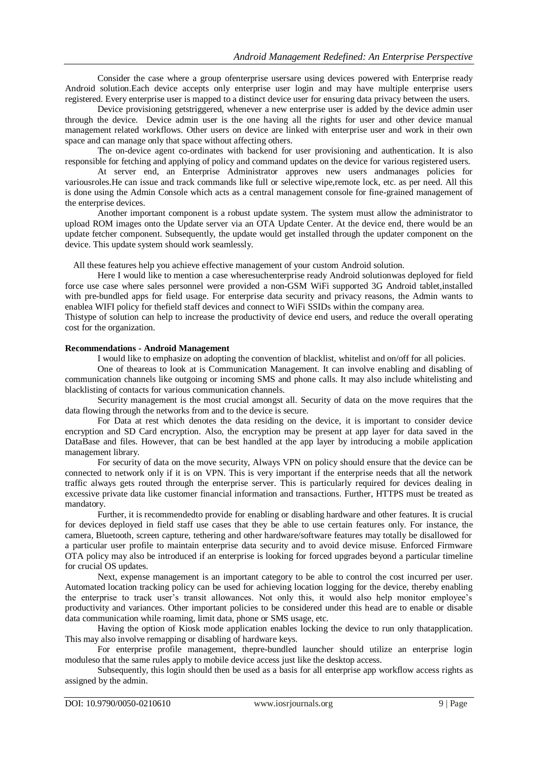Consider the case where a group ofenterprise usersare using devices powered with Enterprise ready Android solution.Each device accepts only enterprise user login and may have multiple enterprise users registered. Every enterprise user is mapped to a distinct device user for ensuring data privacy between the users.

Device provisioning getstriggered, whenever a new enterprise user is added by the device admin user through the device. Device admin user is the one having all the rights for user and other device manual management related workflows. Other users on device are linked with enterprise user and work in their own space and can manage only that space without affecting others.

The on-device agent co-ordinates with backend for user provisioning and authentication. It is also responsible for fetching and applying of policy and command updates on the device for various registered users.

At server end, an Enterprise Administrator approves new users andmanages policies for variousroles.He can issue and track commands like full or selective wipe,remote lock, etc. as per need. All this is done using the Admin Console which acts as a central management console for fine-grained management of the enterprise devices.

Another important component is a robust update system. The system must allow the administrator to upload ROM images onto the Update server via an OTA Update Center. At the device end, there would be an update fetcher component. Subsequently, the update would get installed through the updater component on the device. This update system should work seamlessly.

All these features help you achieve effective management of your custom Android solution.

Here I would like to mention a case wheresuchenterprise ready Android solutionwas deployed for field force use case where sales personnel were provided a non-GSM WiFi supported 3G Android tablet,installed with pre-bundled apps for field usage. For enterprise data security and privacy reasons, the Admin wants to enablea WIFI policy for thefield staff devices and connect to WiFi SSIDs within the company area.

Thistype of solution can help to increase the productivity of device end users, and reduce the overall operating cost for the organization.

**Recommendations - Android Management**

I would like to emphasize on adopting the convention of blacklist, whitelist and on/off for all policies.

One of theareas to look at is Communication Management. It can involve enabling and disabling of communication channels like outgoing or incoming SMS and phone calls. It may also include whitelisting and blacklisting of contacts for various communication channels.

Security management is the most crucial amongst all. Security of data on the move requires that the data flowing through the networks from and to the device is secure.

For Data at rest which denotes the data residing on the device, it is important to consider device encryption and SD Card encryption. Also, the encryption may be present at app layer for data saved in the DataBase and files. However, that can be best handled at the app layer by introducing a mobile application management library.

For security of data on the move security, Always VPN on policy should ensure that the device can be connected to network only if it is on VPN. This is very important if the enterprise needs that all the network traffic always gets routed through the enterprise server. This is particularly required for devices dealing in excessive private data like customer financial information and transactions. Further, HTTPS must be treated as mandatory.

Further, it is recommendedto provide for enabling or disabling hardware and other features. It is crucial for devices deployed in field staff use cases that they be able to use certain features only. For instance, the camera, Bluetooth, screen capture, tethering and other hardware/software features may totally be disallowed for a particular user profile to maintain enterprise data security and to avoid device misuse. Enforced Firmware OTA policy may also be introduced if an enterprise is looking for forced upgrades beyond a particular timeline for crucial OS updates.

Next, expense management is an important category to be able to control the cost incurred per user. Automated location tracking policy can be used for achieving location logging for the device, thereby enabling the enterprise to track user's transit allowances. Not only this, it would also help monitor employee's productivity and variances. Other important policies to be considered under this head are to enable or disable data communication while roaming, limit data, phone or SMS usage, etc.

Having the option of Kiosk mode application enables locking the device to run only thatapplication. This may also involve remapping or disabling of hardware keys.

For enterprise profile management, thepre-bundled launcher should utilize an enterprise login moduleso that the same rules apply to mobile device access just like the desktop access.

Subsequently, this login should then be used as a basis for all enterprise app workflow access rights as assigned by the admin.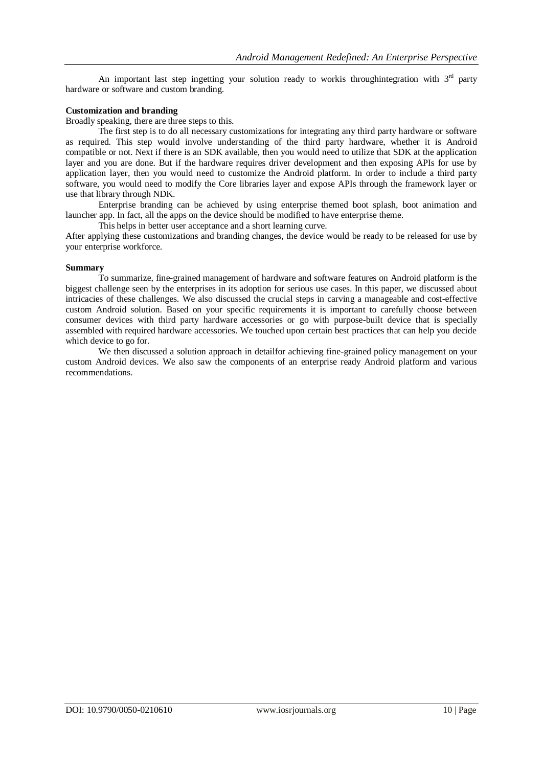An important last step ingetting your solution ready to workis throughintegration with 3rd party hardware or software and custom branding.

**Customization and branding**

Broadly speaking, there are three steps to this.

The first step is to do all necessary customizations for integrating any third party hardware or software as required. This step would involve understanding of the third party hardware, whether it is Android compatible or not. Next if there is an SDK available, then you would need to utilize that SDK at the application layer and you are done. But if the hardware requires driver development and then exposing APIs for use by application layer, then you would need to customize the Android platform. In order to include a third party software, you would need to modify the Core libraries layer and expose APIs through the framework layer or use that library through NDK.

Enterprise branding can be achieved by using enterprise themed boot splash, boot animation and launcher app. In fact, all the apps on the device should be modified to have enterprise theme.

This helps in better user acceptance and a short learning curve.

After applying these customizations and branding changes, the device would be ready to be released for use by your enterprise workforce.

**Summary**

To summarize, fine-grained management of hardware and software features on Android platform is the biggest challenge seen by the enterprises in its adoption for serious use cases. In this paper, we discussed about intricacies of these challenges. We also discussed the crucial steps in carving a manageable and cost-effective custom Android solution. Based on your specific requirements it is important to carefully choose between consumer devices with third party hardware accessories or go with purpose-built device that is specially assembled with required hardware accessories. We touched upon certain best practices that can help you decide which device to go for.

We then discussed a solution approach in detailfor achieving fine-grained policy management on your custom Android devices. We also saw the components of an enterprise ready Android platform and various recommendations.